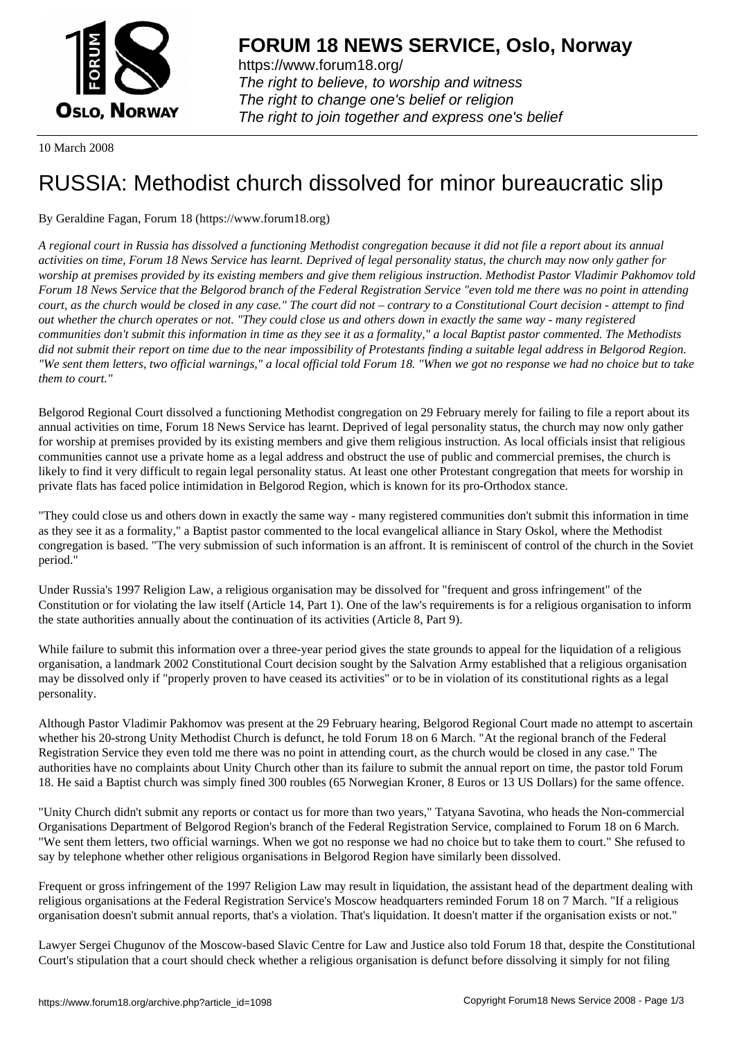# FORUM 18 NEWS SERVICE, Oslo, Norway

https://www.forum18.org/
*The right to believe, to worship and witness*
*The right to change one's belief or religion*
*The right to join together and express one's belief*

10 March 2008

# RUSSIA: Methodist church dissolved for minor bureaucratic slip

By Geraldine Fagan, Forum 18 (https://www.forum18.org)

*A regional court in Russia has dissolved a functioning Methodist congregation because it did not file a report about its annual activities on time, Forum 18 News Service has learnt. Deprived of legal personality status, the church may now only gather for worship at premises provided by its existing members and give them religious instruction. Methodist Pastor Vladimir Pakhomov told Forum 18 News Service that the Belgorod branch of the Federal Registration Service "even told me there was no point in attending court, as the church would be closed in any case." The court did not – contrary to a Constitutional Court decision - attempt to find out whether the church operates or not. "They could close us and others down in exactly the same way - many registered communities don't submit this information in time as they see it as a formality," a local Baptist pastor commented. The Methodists did not submit their report on time due to the near impossibility of Protestants finding a suitable legal address in Belgorod Region. "We sent them letters, two official warnings," a local official told Forum 18. "When we got no response we had no choice but to take them to court."*

Belgorod Regional Court dissolved a functioning Methodist congregation on 29 February merely for failing to file a report about its annual activities on time, Forum 18 News Service has learnt. Deprived of legal personality status, the church may now only gather for worship at premises provided by its existing members and give them religious instruction. As local officials insist that religious communities cannot use a private home as a legal address and obstruct the use of public and commercial premises, the church is likely to find it very difficult to regain legal personality status. At least one other Protestant congregation that meets for worship in private flats has faced police intimidation in Belgorod Region, which is known for its pro-Orthodox stance.

"They could close us and others down in exactly the same way - many registered communities don't submit this information in time as they see it as a formality," a Baptist pastor commented to the local evangelical alliance in Stary Oskol, where the Methodist congregation is based. "The very submission of such information is an affront. It is reminiscent of control of the church in the Soviet period."

Under Russia's 1997 Religion Law, a religious organisation may be dissolved for "frequent and gross infringement" of the Constitution or for violating the law itself (Article 14, Part 1). One of the law's requirements is for a religious organisation to inform the state authorities annually about the continuation of its activities (Article 8, Part 9).

While failure to submit this information over a three-year period gives the state grounds to appeal for the liquidation of a religious organisation, a landmark 2002 Constitutional Court decision sought by the Salvation Army established that a religious organisation may be dissolved only if "properly proven to have ceased its activities" or to be in violation of its constitutional rights as a legal personality.

Although Pastor Vladimir Pakhomov was present at the 29 February hearing, Belgorod Regional Court made no attempt to ascertain whether his 20-strong Unity Methodist Church is defunct, he told Forum 18 on 6 March. "At the regional branch of the Federal Registration Service they even told me there was no point in attending court, as the church would be closed in any case." The authorities have no complaints about Unity Church other than its failure to submit the annual report on time, the pastor told Forum 18. He said a Baptist church was simply fined 300 roubles (65 Norwegian Kroner, 8 Euros or 13 US Dollars) for the same offence.

"Unity Church didn't submit any reports or contact us for more than two years," Tatyana Savotina, who heads the Non-commercial Organisations Department of Belgorod Region's branch of the Federal Registration Service, complained to Forum 18 on 6 March. "We sent them letters, two official warnings. When we got no response we had no choice but to take them to court." She refused to say by telephone whether other religious organisations in Belgorod Region have similarly been dissolved.

Frequent or gross infringement of the 1997 Religion Law may result in liquidation, the assistant head of the department dealing with religious organisations at the Federal Registration Service's Moscow headquarters reminded Forum 18 on 7 March. "If a religious organisation doesn't submit annual reports, that's a violation. That's liquidation. It doesn't matter if the organisation exists or not."

Lawyer Sergei Chugunov of the Moscow-based Slavic Centre for Law and Justice also told Forum 18 that, despite the Constitutional Court's stipulation that a court should check whether a religious organisation is defunct before dissolving it simply for not filing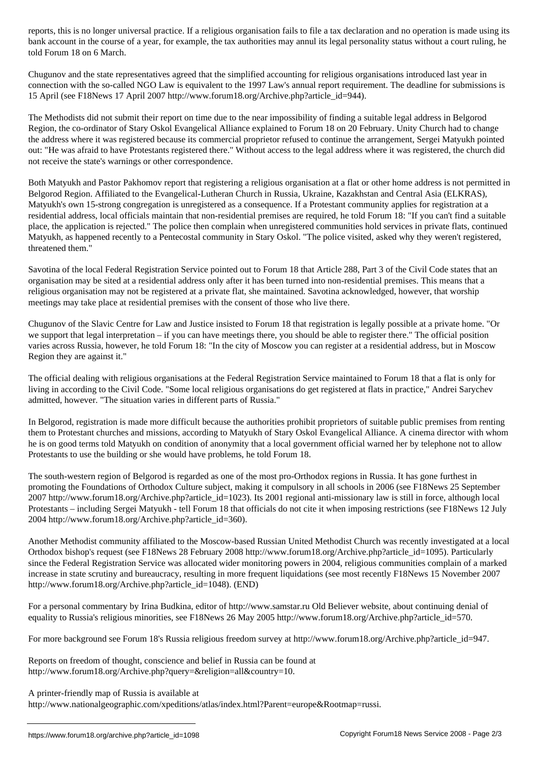reports, this is no longer universal practice. If a religious organisation fails to file a tax declaration and no operation is made using its bank account in the course of a year, for example, the tax authorities may annul its legal personality status without a court ruling, he told Forum 18 on 6 March.

Chugunov and the state representatives agreed that the simplified accounting for religious organisations introduced last year in connection with the so-called NGO Law is equivalent to the 1997 Law's annual report requirement. The deadline for submissions is 15 April (see F18News 17 April 2007 http://www.forum18.org/Archive.php?article_id=944).

The Methodists did not submit their report on time due to the near impossibility of finding a suitable legal address in Belgorod Region, the co-ordinator of Stary Oskol Evangelical Alliance explained to Forum 18 on 20 February. Unity Church had to change the address where it was registered because its commercial proprietor refused to continue the arrangement, Sergei Matyukh pointed out: "He was afraid to have Protestants registered there." Without access to the legal address where it was registered, the church did not receive the state's warnings or other correspondence.

Both Matyukh and Pastor Pakhomov report that registering a religious organisation at a flat or other home address is not permitted in Belgorod Region. Affiliated to the Evangelical-Lutheran Church in Russia, Ukraine, Kazakhstan and Central Asia (ELKRAS), Matyukh's own 15-strong congregation is unregistered as a consequence. If a Protestant community applies for registration at a residential address, local officials maintain that non-residential premises are required, he told Forum 18: "If you can't find a suitable place, the application is rejected." The police then complain when unregistered communities hold services in private flats, continued Matyukh, as happened recently to a Pentecostal community in Stary Oskol. "The police visited, asked why they weren't registered, threatened them."

Savotina of the local Federal Registration Service pointed out to Forum 18 that Article 288, Part 3 of the Civil Code states that an organisation may be sited at a residential address only after it has been turned into non-residential premises. This means that a religious organisation may not be registered at a private flat, she maintained. Savotina acknowledged, however, that worship meetings may take place at residential premises with the consent of those who live there.

Chugunov of the Slavic Centre for Law and Justice insisted to Forum 18 that registration is legally possible at a private home. "Or we support that legal interpretation – if you can have meetings there, you should be able to register there." The official position varies across Russia, however, he told Forum 18: "In the city of Moscow you can register at a residential address, but in Moscow Region they are against it."

The official dealing with religious organisations at the Federal Registration Service maintained to Forum 18 that a flat is only for living in according to the Civil Code. "Some local religious organisations do get registered at flats in practice," Andrei Sarychev admitted, however. "The situation varies in different parts of Russia."

In Belgorod, registration is made more difficult because the authorities prohibit proprietors of suitable public premises from renting them to Protestant churches and missions, according to Matyukh of Stary Oskol Evangelical Alliance. A cinema director with whom he is on good terms told Matyukh on condition of anonymity that a local government official warned her by telephone not to allow Protestants to use the building or she would have problems, he told Forum 18.

The south-western region of Belgorod is regarded as one of the most pro-Orthodox regions in Russia. It has gone furthest in promoting the Foundations of Orthodox Culture subject, making it compulsory in all schools in 2006 (see F18News 25 September 2007 http://www.forum18.org/Archive.php?article_id=1023). Its 2001 regional anti-missionary law is still in force, although local Protestants – including Sergei Matyukh - tell Forum 18 that officials do not cite it when imposing restrictions (see F18News 12 July 2004 http://www.forum18.org/Archive.php?article_id=360).

Another Methodist community affiliated to the Moscow-based Russian United Methodist Church was recently investigated at a local Orthodox bishop's request (see F18News 28 February 2008 http://www.forum18.org/Archive.php?article_id=1095). Particularly since the Federal Registration Service was allocated wider monitoring powers in 2004, religious communities complain of a marked increase in state scrutiny and bureaucracy, resulting in more frequent liquidations (see most recently F18News 15 November 2007 http://www.forum18.org/Archive.php?article_id=1048). (END)

For a personal commentary by Irina Budkina, editor of http://www.samstar.ru Old Believer website, about continuing denial of equality to Russia's religious minorities, see F18News 26 May 2005 http://www.forum18.org/Archive.php?article_id=570.

For more background see Forum 18's Russia religious freedom survey at http://www.forum18.org/Archive.php?article_id=947.

Reports on freedom of thought, conscience and belief in Russia can be found at http://www.forum18.org/Archive.php?query=&religion=all&country=10.

A printer-friendly map of Russia is available at http://www.nationalgeographic.com/xpeditions/atlas/index.html?Parent=europe&Rootmap=russi.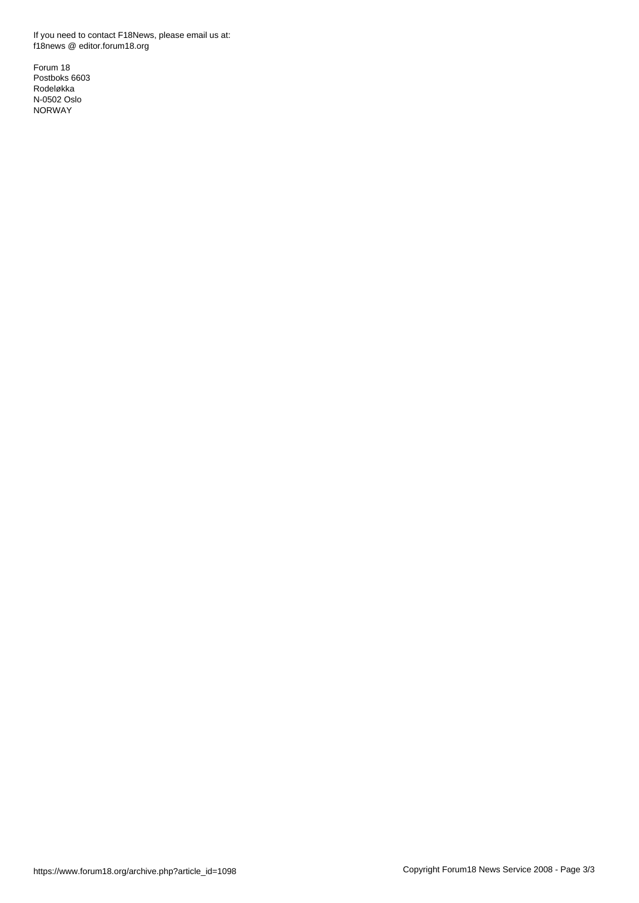If you need to contact F18News, please email us at:
f18news @ editor.forum18.org

Forum 18
Postboks 6603
Rodeløkka
N-0502 Oslo
NORWAY